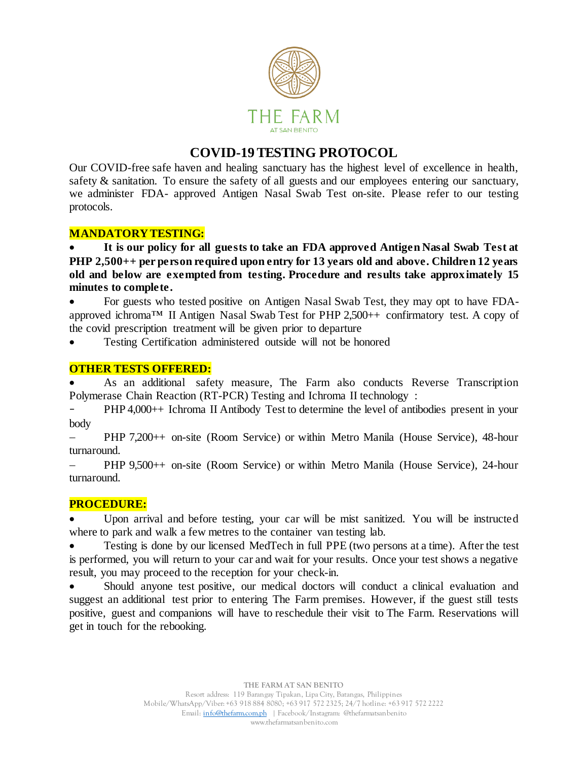THE FARM

AT SAN BENITO

# COVID-19 TESTING PROTOCOL

Our COVID-free safe haven and healing sanctuary has the highest level of excellence in health, safety & sanitation. To ensure the safety of all guests and our employees entering our sanctuary, we administer FDA- approved Antigen Nasal Swab Test on-site. Please refer to our testing protocols.

## MANDATORY TESTING:

- **It is our policy for all guests to take an FDA approved Antigen Nasal Swab Test at PHP 2,500++ per person required upon entry for 13 years old and above. Children 12 years old and below are exempted from testing. Procedure and results take approximately 15 minutes to complete.**
- For guests who tested positive on Antigen Nasal Swab Test, they may opt to have FDA-approved ichroma™ II Antigen Nasal Swab Test for PHP 2,500++ confirmatory test. A copy of the covid prescription treatment will be given prior to departure
- Testing Certification administered outside will not be honored

## OTHER TESTS OFFERED:

- As an additional safety measure, The Farm also conducts Reverse Transcription Polymerase Chain Reaction (RT-PCR) Testing and Ichroma II technology :

- PHP 4,000++ Ichroma II Antibody Test to determine the level of antibodies present in your body
- PHP 7,200++ on-site (Room Service) or within Metro Manila (House Service), 48-hour turnaround.
- PHP 9,500++ on-site (Room Service) or within Metro Manila (House Service), 24-hour turnaround.

## PROCEDURE:

- Upon arrival and before testing, your car will be mist sanitized. You will be instructed where to park and walk a few metres to the container van testing lab.
- Testing is done by our licensed MedTech in full PPE (two persons at a time). After the test is performed, you will return to your car and wait for your results. Once your test shows a negative result, you may proceed to the reception for your check-in.
- Should anyone test positive, our medical doctors will conduct a clinical evaluation and suggest an additional test prior to entering The Farm premises. However, if the guest still tests positive, guest and companions will have to reschedule their visit to The Farm. Reservations will get in touch for the rebooking.

THE FARM AT SAN BENITO
Resort address: 119 Barangay Tipakan, Lipa City, Batangas, Philippines
Mobile/WhatsApp/Viber: +63 918 884 8080; +63 917 572 2325; 24/7 hotline: +63 917 572 2222
Email: info@thefarm.com.ph | Facebook/Instagram: @thefarmatsanbenito
www.thefarmatsanbenito.com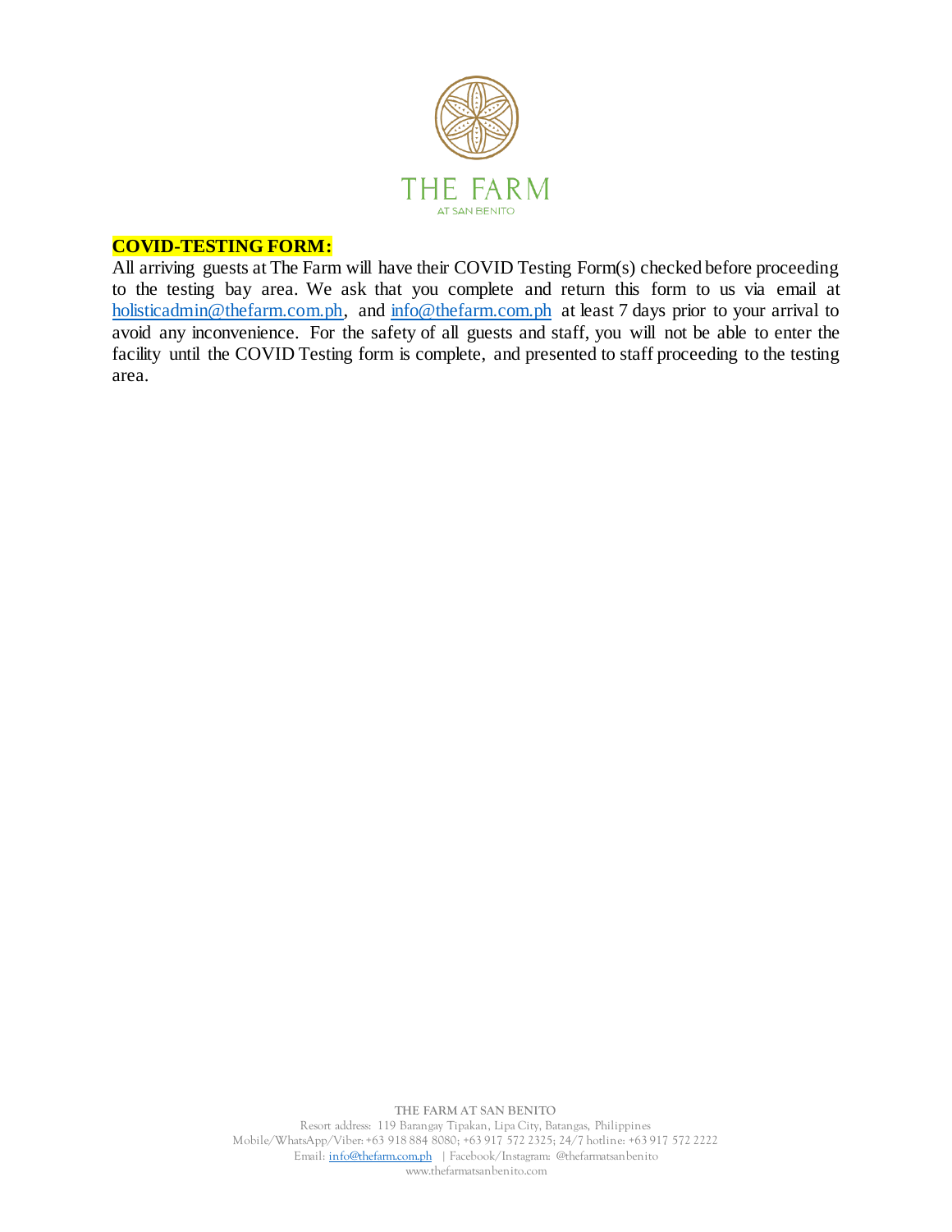**COVID-TESTING FORM:**

All arriving guests at The Farm will have their COVID Testing Form(s) checked before proceeding to the testing bay area. We ask that you complete and return this form to us via email at holisticadmin@thefarm.com.ph, and info@thefarm.com.ph at least 7 days prior to your arrival to avoid any inconvenience. For the safety of all guests and staff, you will not be able to enter the facility until the COVID Testing form is complete, and presented to staff proceeding to the testing area.